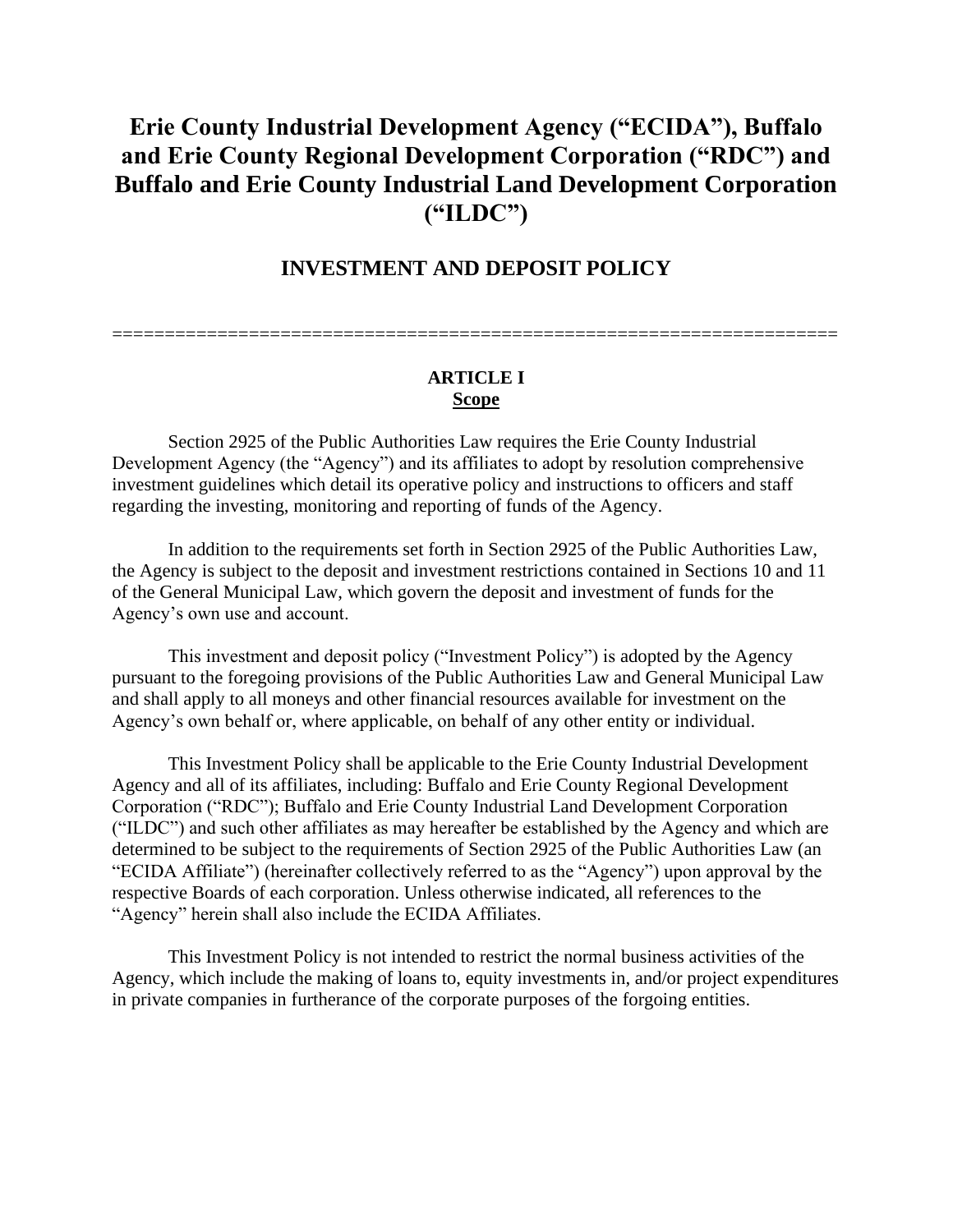# Erie County Industrial Development Agency ("ECIDA"), Buffalo and Erie County Regional Development Corporation ("RDC") and Buffalo and Erie County Industrial Land Development Corporation ("ILDC")

## INVESTMENT AND DEPOSIT POLICY

---

### ARTICLE I
### Scope

Section 2925 of the Public Authorities Law requires the Erie County Industrial Development Agency (the "Agency") and its affiliates to adopt by resolution comprehensive investment guidelines which detail its operative policy and instructions to officers and staff regarding the investing, monitoring and reporting of funds of the Agency.

In addition to the requirements set forth in Section 2925 of the Public Authorities Law, the Agency is subject to the deposit and investment restrictions contained in Sections 10 and 11 of the General Municipal Law, which govern the deposit and investment of funds for the Agency's own use and account.

This investment and deposit policy ("Investment Policy") is adopted by the Agency pursuant to the foregoing provisions of the Public Authorities Law and General Municipal Law and shall apply to all moneys and other financial resources available for investment on the Agency's own behalf or, where applicable, on behalf of any other entity or individual.

This Investment Policy shall be applicable to the Erie County Industrial Development Agency and all of its affiliates, including: Buffalo and Erie County Regional Development Corporation ("RDC"); Buffalo and Erie County Industrial Land Development Corporation ("ILDC") and such other affiliates as may hereafter be established by the Agency and which are determined to be subject to the requirements of Section 2925 of the Public Authorities Law (an "ECIDA Affiliate") (hereinafter collectively referred to as the "Agency") upon approval by the respective Boards of each corporation. Unless otherwise indicated, all references to the "Agency" herein shall also include the ECIDA Affiliates.

This Investment Policy is not intended to restrict the normal business activities of the Agency, which include the making of loans to, equity investments in, and/or project expenditures in private companies in furtherance of the corporate purposes of the forgoing entities.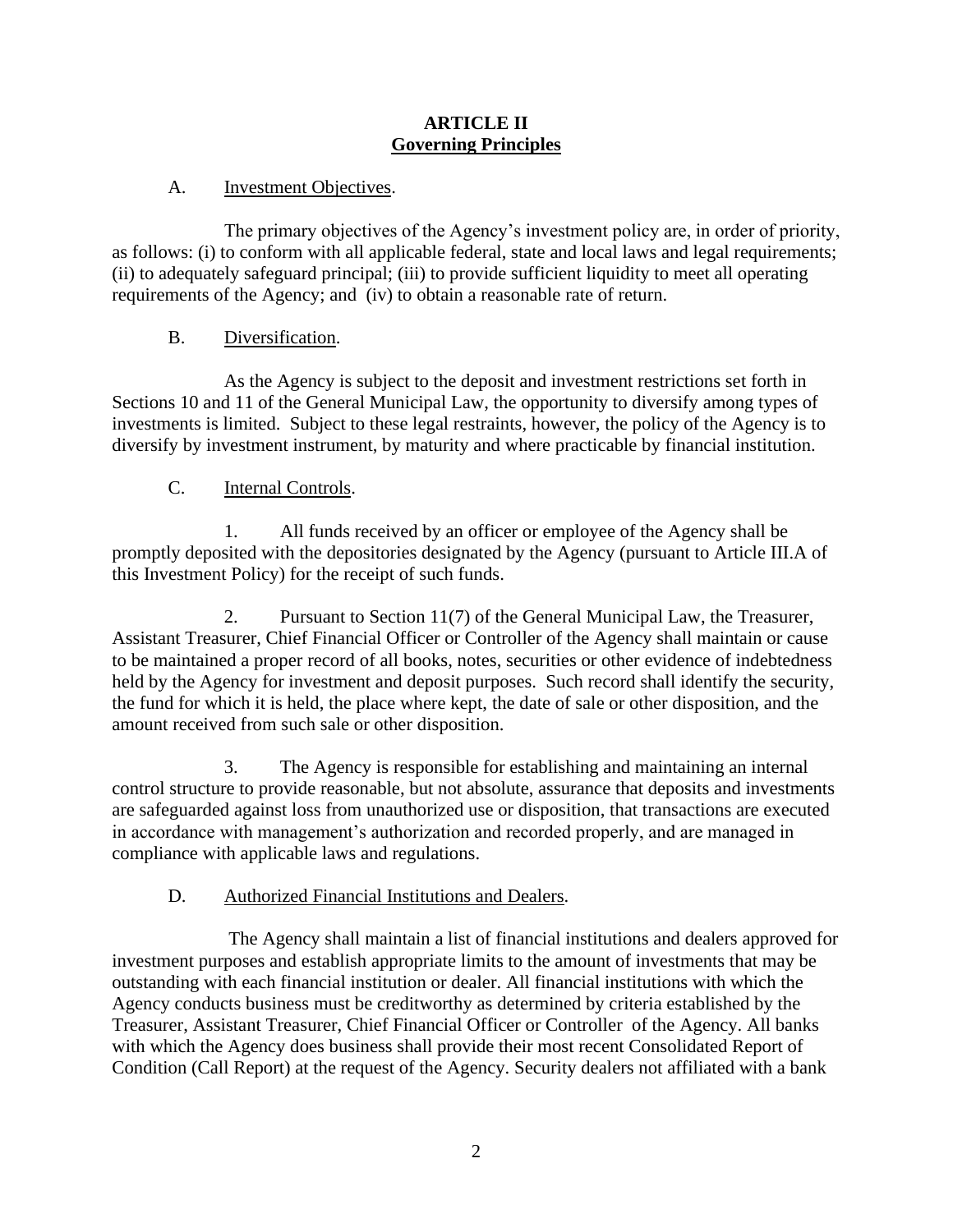## ARTICLE II
## Governing Principles

A. Investment Objectives.

The primary objectives of the Agency's investment policy are, in order of priority, as follows: (i) to conform with all applicable federal, state and local laws and legal requirements; (ii) to adequately safeguard principal; (iii) to provide sufficient liquidity to meet all operating requirements of the Agency; and (iv) to obtain a reasonable rate of return.

B. Diversification.

As the Agency is subject to the deposit and investment restrictions set forth in Sections 10 and 11 of the General Municipal Law, the opportunity to diversify among types of investments is limited. Subject to these legal restraints, however, the policy of the Agency is to diversify by investment instrument, by maturity and where practicable by financial institution.

C. Internal Controls.

1. All funds received by an officer or employee of the Agency shall be promptly deposited with the depositories designated by the Agency (pursuant to Article III.A of this Investment Policy) for the receipt of such funds.

2. Pursuant to Section 11(7) of the General Municipal Law, the Treasurer, Assistant Treasurer, Chief Financial Officer or Controller of the Agency shall maintain or cause to be maintained a proper record of all books, notes, securities or other evidence of indebtedness held by the Agency for investment and deposit purposes. Such record shall identify the security, the fund for which it is held, the place where kept, the date of sale or other disposition, and the amount received from such sale or other disposition.

3. The Agency is responsible for establishing and maintaining an internal control structure to provide reasonable, but not absolute, assurance that deposits and investments are safeguarded against loss from unauthorized use or disposition, that transactions are executed in accordance with management's authorization and recorded properly, and are managed in compliance with applicable laws and regulations.

D. Authorized Financial Institutions and Dealers.

The Agency shall maintain a list of financial institutions and dealers approved for investment purposes and establish appropriate limits to the amount of investments that may be outstanding with each financial institution or dealer. All financial institutions with which the Agency conducts business must be creditworthy as determined by criteria established by the Treasurer, Assistant Treasurer, Chief Financial Officer or Controller of the Agency. All banks with which the Agency does business shall provide their most recent Consolidated Report of Condition (Call Report) at the request of the Agency. Security dealers not affiliated with a bank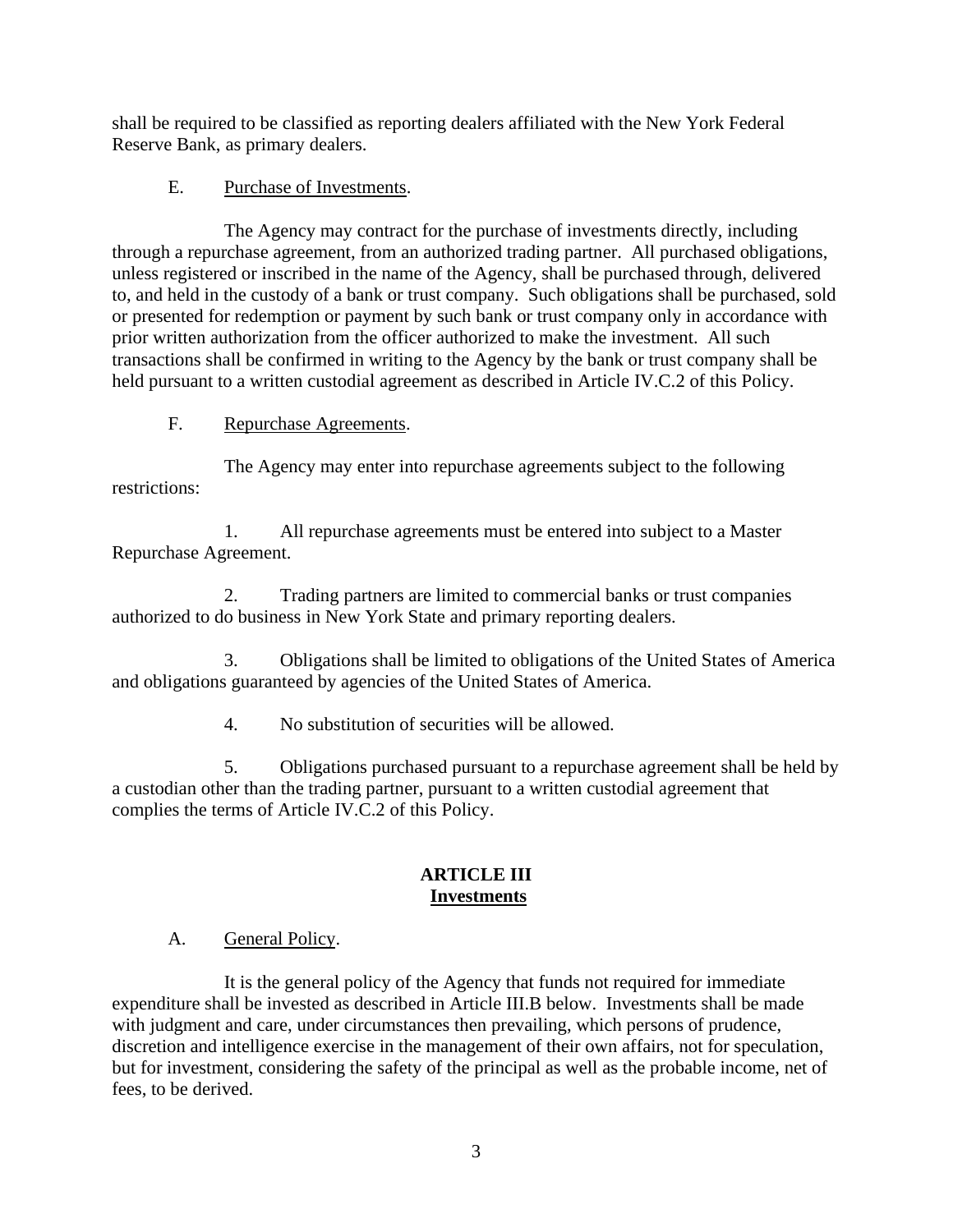shall be required to be classified as reporting dealers affiliated with the New York Federal Reserve Bank, as primary dealers.

E. Purchase of Investments.

The Agency may contract for the purchase of investments directly, including through a repurchase agreement, from an authorized trading partner. All purchased obligations, unless registered or inscribed in the name of the Agency, shall be purchased through, delivered to, and held in the custody of a bank or trust company. Such obligations shall be purchased, sold or presented for redemption or payment by such bank or trust company only in accordance with prior written authorization from the officer authorized to make the investment. All such transactions shall be confirmed in writing to the Agency by the bank or trust company shall be held pursuant to a written custodial agreement as described in Article IV.C.2 of this Policy.

F. Repurchase Agreements.

The Agency may enter into repurchase agreements subject to the following restrictions:

1. All repurchase agreements must be entered into subject to a Master Repurchase Agreement.

2. Trading partners are limited to commercial banks or trust companies authorized to do business in New York State and primary reporting dealers.

3. Obligations shall be limited to obligations of the United States of America and obligations guaranteed by agencies of the United States of America.

4. No substitution of securities will be allowed.

5. Obligations purchased pursuant to a repurchase agreement shall be held by a custodian other than the trading partner, pursuant to a written custodial agreement that complies the terms of Article IV.C.2 of this Policy.

## ARTICLE III
## Investments

A. General Policy.

It is the general policy of the Agency that funds not required for immediate expenditure shall be invested as described in Article III.B below. Investments shall be made with judgment and care, under circumstances then prevailing, which persons of prudence, discretion and intelligence exercise in the management of their own affairs, not for speculation, but for investment, considering the safety of the principal as well as the probable income, net of fees, to be derived.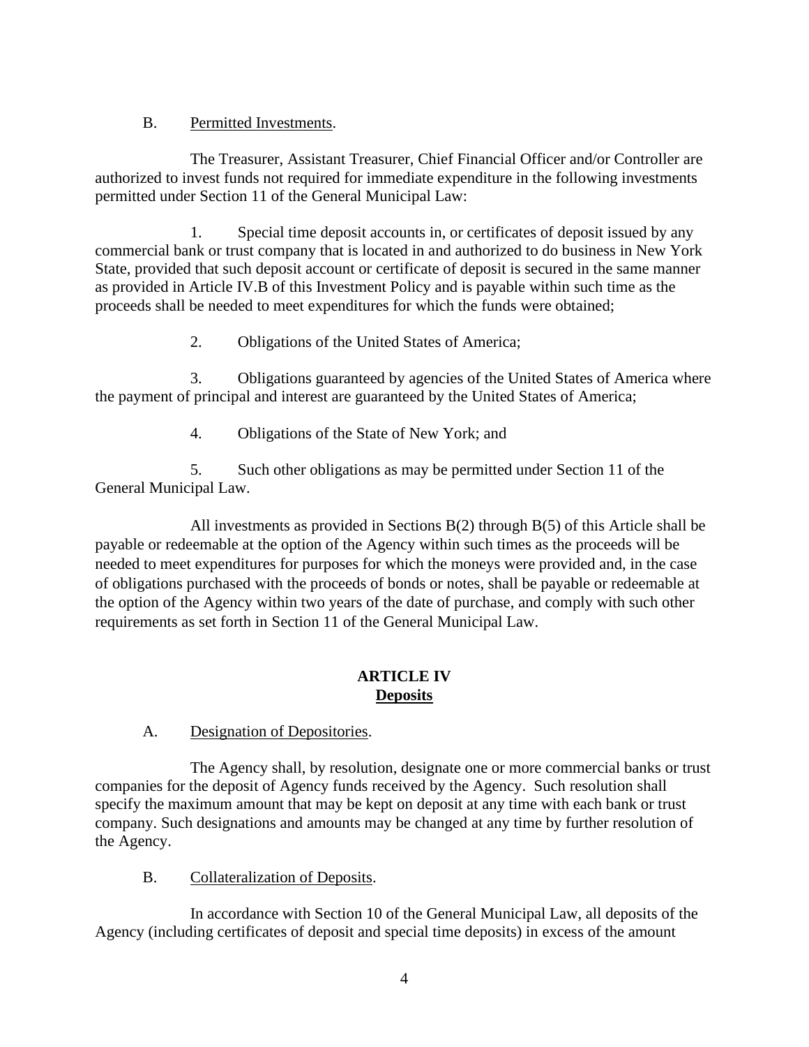B. Permitted Investments.

The Treasurer, Assistant Treasurer, Chief Financial Officer and/or Controller are authorized to invest funds not required for immediate expenditure in the following investments permitted under Section 11 of the General Municipal Law:

1. Special time deposit accounts in, or certificates of deposit issued by any commercial bank or trust company that is located in and authorized to do business in New York State, provided that such deposit account or certificate of deposit is secured in the same manner as provided in Article IV.B of this Investment Policy and is payable within such time as the proceeds shall be needed to meet expenditures for which the funds were obtained;

2. Obligations of the United States of America;

3. Obligations guaranteed by agencies of the United States of America where the payment of principal and interest are guaranteed by the United States of America;

4. Obligations of the State of New York; and

5. Such other obligations as may be permitted under Section 11 of the General Municipal Law.

All investments as provided in Sections B(2) through B(5) of this Article shall be payable or redeemable at the option of the Agency within such times as the proceeds will be needed to meet expenditures for purposes for which the moneys were provided and, in the case of obligations purchased with the proceeds of bonds or notes, shall be payable or redeemable at the option of the Agency within two years of the date of purchase, and comply with such other requirements as set forth in Section 11 of the General Municipal Law.

## ARTICLE IV
## Deposits

A. Designation of Depositories.

The Agency shall, by resolution, designate one or more commercial banks or trust companies for the deposit of Agency funds received by the Agency. Such resolution shall specify the maximum amount that may be kept on deposit at any time with each bank or trust company. Such designations and amounts may be changed at any time by further resolution of the Agency.

B. Collateralization of Deposits.

In accordance with Section 10 of the General Municipal Law, all deposits of the Agency (including certificates of deposit and special time deposits) in excess of the amount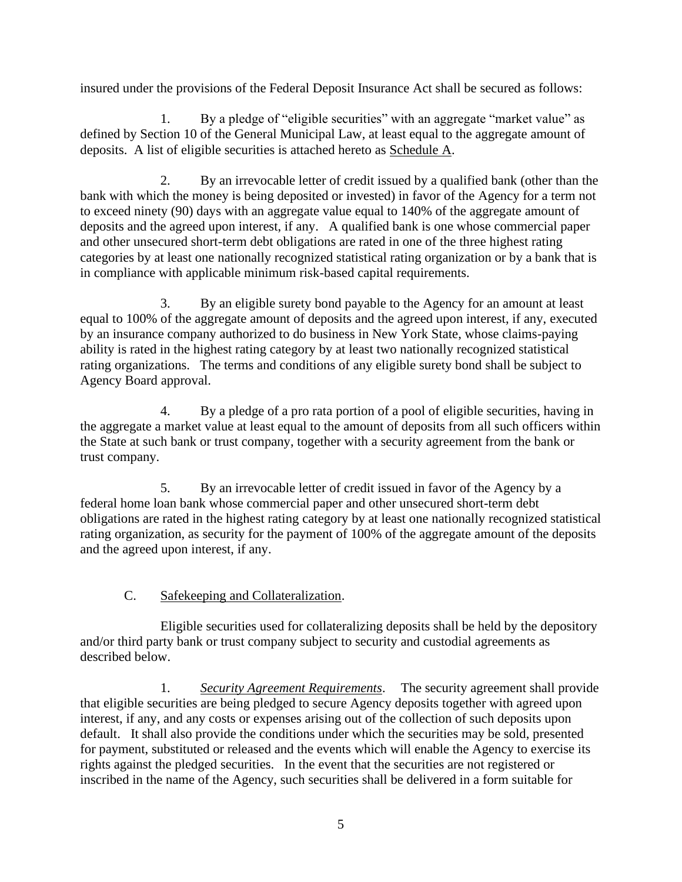insured under the provisions of the Federal Deposit Insurance Act shall be secured as follows:

1. By a pledge of "eligible securities" with an aggregate "market value" as defined by Section 10 of the General Municipal Law, at least equal to the aggregate amount of deposits. A list of eligible securities is attached hereto as Schedule A.

2. By an irrevocable letter of credit issued by a qualified bank (other than the bank with which the money is being deposited or invested) in favor of the Agency for a term not to exceed ninety (90) days with an aggregate value equal to 140% of the aggregate amount of deposits and the agreed upon interest, if any. A qualified bank is one whose commercial paper and other unsecured short-term debt obligations are rated in one of the three highest rating categories by at least one nationally recognized statistical rating organization or by a bank that is in compliance with applicable minimum risk-based capital requirements.

3. By an eligible surety bond payable to the Agency for an amount at least equal to 100% of the aggregate amount of deposits and the agreed upon interest, if any, executed by an insurance company authorized to do business in New York State, whose claims-paying ability is rated in the highest rating category by at least two nationally recognized statistical rating organizations. The terms and conditions of any eligible surety bond shall be subject to Agency Board approval.

4. By a pledge of a pro rata portion of a pool of eligible securities, having in the aggregate a market value at least equal to the amount of deposits from all such officers within the State at such bank or trust company, together with a security agreement from the bank or trust company.

5. By an irrevocable letter of credit issued in favor of the Agency by a federal home loan bank whose commercial paper and other unsecured short-term debt obligations are rated in the highest rating category by at least one nationally recognized statistical rating organization, as security for the payment of 100% of the aggregate amount of the deposits and the agreed upon interest, if any.

C. Safekeeping and Collateralization.

Eligible securities used for collateralizing deposits shall be held by the depository and/or third party bank or trust company subject to security and custodial agreements as described below.

1. *Security Agreement Requirements*. The security agreement shall provide that eligible securities are being pledged to secure Agency deposits together with agreed upon interest, if any, and any costs or expenses arising out of the collection of such deposits upon default. It shall also provide the conditions under which the securities may be sold, presented for payment, substituted or released and the events which will enable the Agency to exercise its rights against the pledged securities. In the event that the securities are not registered or inscribed in the name of the Agency, such securities shall be delivered in a form suitable for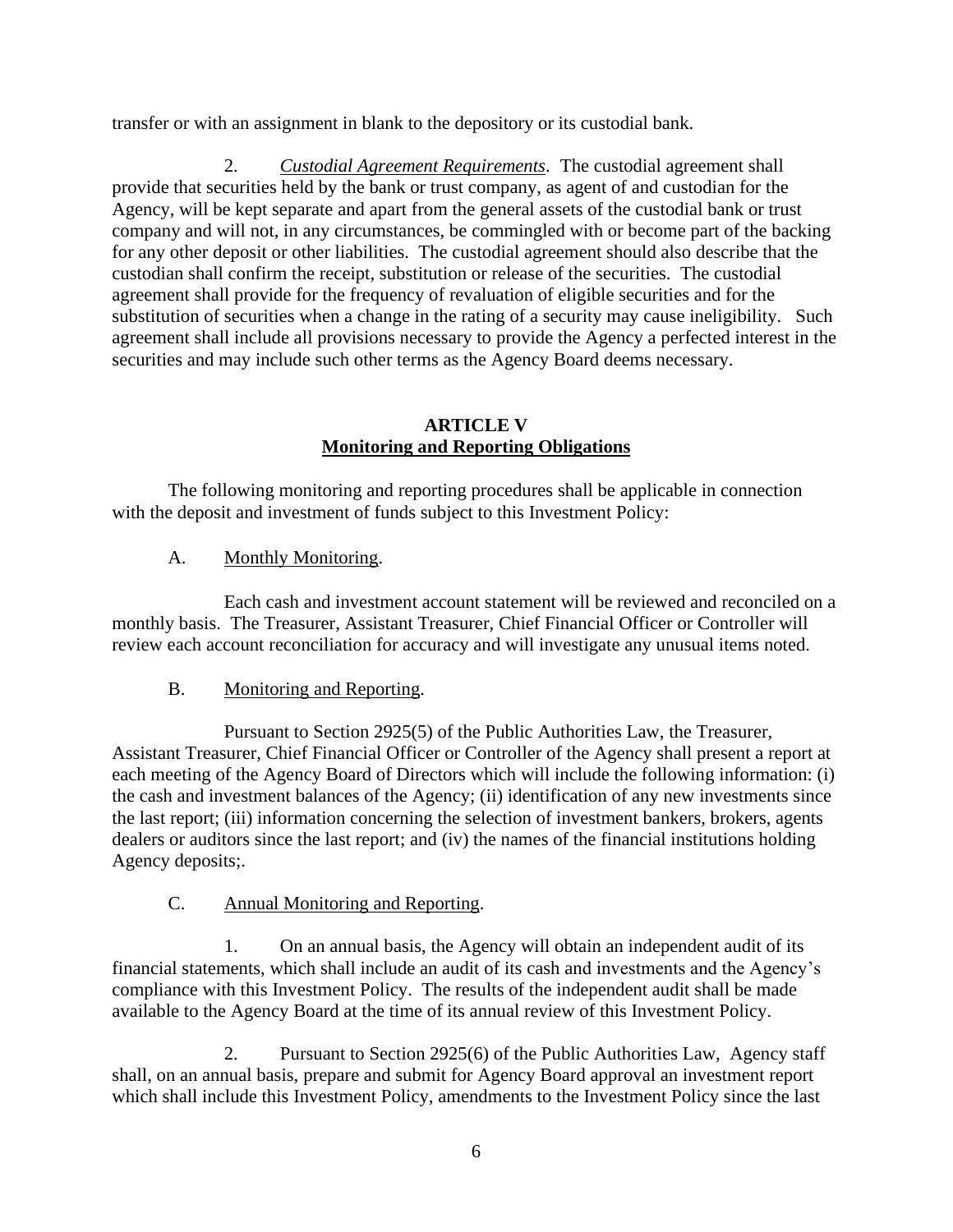transfer or with an assignment in blank to the depository or its custodial bank.

2. *Custodial Agreement Requirements*. The custodial agreement shall provide that securities held by the bank or trust company, as agent of and custodian for the Agency, will be kept separate and apart from the general assets of the custodial bank or trust company and will not, in any circumstances, be commingled with or become part of the backing for any other deposit or other liabilities. The custodial agreement should also describe that the custodian shall confirm the receipt, substitution or release of the securities. The custodial agreement shall provide for the frequency of revaluation of eligible securities and for the substitution of securities when a change in the rating of a security may cause ineligibility. Such agreement shall include all provisions necessary to provide the Agency a perfected interest in the securities and may include such other terms as the Agency Board deems necessary.

## ARTICLE V
## Monitoring and Reporting Obligations

The following monitoring and reporting procedures shall be applicable in connection with the deposit and investment of funds subject to this Investment Policy:

A. Monthly Monitoring.

Each cash and investment account statement will be reviewed and reconciled on a monthly basis. The Treasurer, Assistant Treasurer, Chief Financial Officer or Controller will review each account reconciliation for accuracy and will investigate any unusual items noted.

B. Monitoring and Reporting.

Pursuant to Section 2925(5) of the Public Authorities Law, the Treasurer, Assistant Treasurer, Chief Financial Officer or Controller of the Agency shall present a report at each meeting of the Agency Board of Directors which will include the following information: (i) the cash and investment balances of the Agency; (ii) identification of any new investments since the last report; (iii) information concerning the selection of investment bankers, brokers, agents dealers or auditors since the last report; and (iv) the names of the financial institutions holding Agency deposits;.

C. Annual Monitoring and Reporting.

1. On an annual basis, the Agency will obtain an independent audit of its financial statements, which shall include an audit of its cash and investments and the Agency's compliance with this Investment Policy. The results of the independent audit shall be made available to the Agency Board at the time of its annual review of this Investment Policy.

2. Pursuant to Section 2925(6) of the Public Authorities Law, Agency staff shall, on an annual basis, prepare and submit for Agency Board approval an investment report which shall include this Investment Policy, amendments to the Investment Policy since the last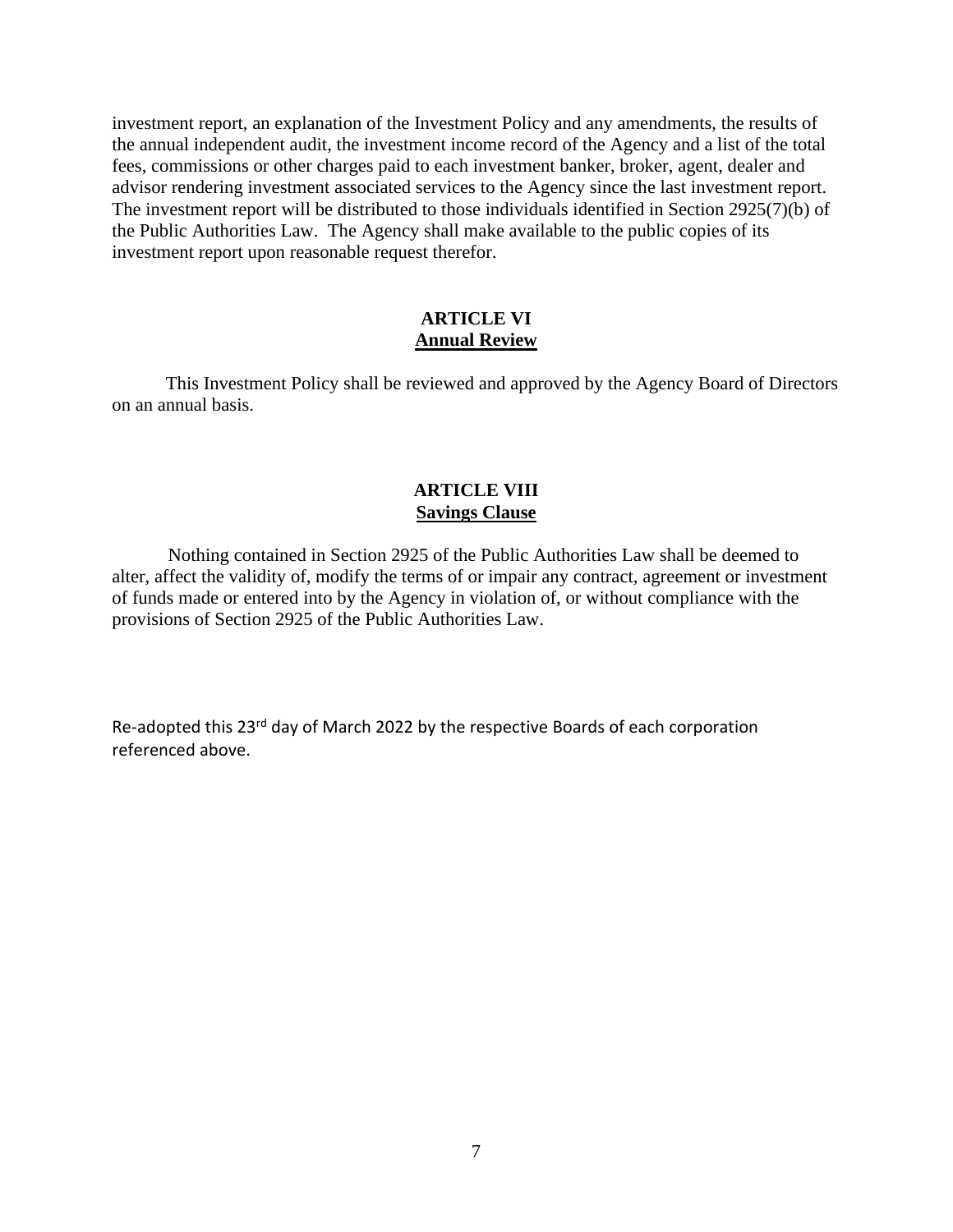investment report, an explanation of the Investment Policy and any amendments, the results of the annual independent audit, the investment income record of the Agency and a list of the total fees, commissions or other charges paid to each investment banker, broker, agent, dealer and advisor rendering investment associated services to the Agency since the last investment report. The investment report will be distributed to those individuals identified in Section 2925(7)(b) of the Public Authorities Law. The Agency shall make available to the public copies of its investment report upon reasonable request therefor.

## ARTICLE VI
**Annual Review**

This Investment Policy shall be reviewed and approved by the Agency Board of Directors on an annual basis.

## ARTICLE VIII
**Savings Clause**

Nothing contained in Section 2925 of the Public Authorities Law shall be deemed to alter, affect the validity of, modify the terms of or impair any contract, agreement or investment of funds made or entered into by the Agency in violation of, or without compliance with the provisions of Section 2925 of the Public Authorities Law.

Re-adopted this 23rd day of March 2022 by the respective Boards of each corporation referenced above.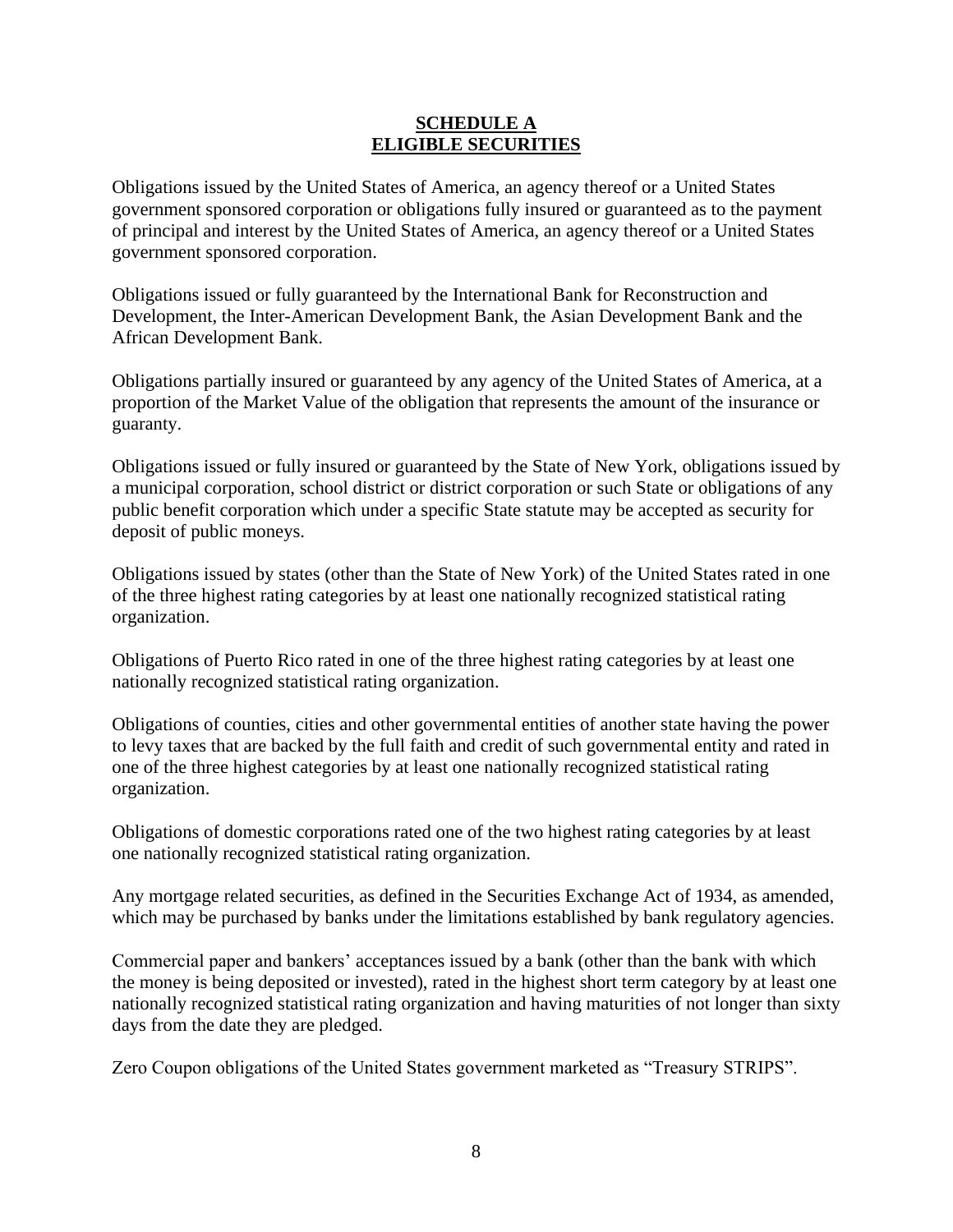# **SCHEDULE A**
# **ELIGIBLE SECURITIES**

Obligations issued by the United States of America, an agency thereof or a United States government sponsored corporation or obligations fully insured or guaranteed as to the payment of principal and interest by the United States of America, an agency thereof or a United States government sponsored corporation.

Obligations issued or fully guaranteed by the International Bank for Reconstruction and Development, the Inter-American Development Bank, the Asian Development Bank and the African Development Bank.

Obligations partially insured or guaranteed by any agency of the United States of America, at a proportion of the Market Value of the obligation that represents the amount of the insurance or guaranty.

Obligations issued or fully insured or guaranteed by the State of New York, obligations issued by a municipal corporation, school district or district corporation or such State or obligations of any public benefit corporation which under a specific State statute may be accepted as security for deposit of public moneys.

Obligations issued by states (other than the State of New York) of the United States rated in one of the three highest rating categories by at least one nationally recognized statistical rating organization.

Obligations of Puerto Rico rated in one of the three highest rating categories by at least one nationally recognized statistical rating organization.

Obligations of counties, cities and other governmental entities of another state having the power to levy taxes that are backed by the full faith and credit of such governmental entity and rated in one of the three highest categories by at least one nationally recognized statistical rating organization.

Obligations of domestic corporations rated one of the two highest rating categories by at least one nationally recognized statistical rating organization.

Any mortgage related securities, as defined in the Securities Exchange Act of 1934, as amended, which may be purchased by banks under the limitations established by bank regulatory agencies.

Commercial paper and bankers' acceptances issued by a bank (other than the bank with which the money is being deposited or invested), rated in the highest short term category by at least one nationally recognized statistical rating organization and having maturities of not longer than sixty days from the date they are pledged.

Zero Coupon obligations of the United States government marketed as "Treasury STRIPS".